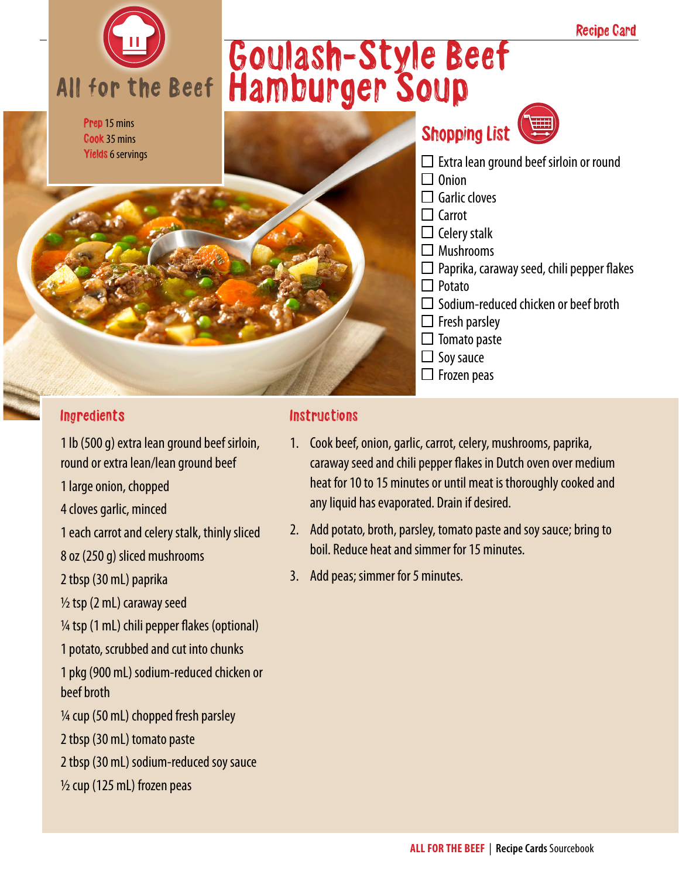Recipe Card

All for the Beef

# Goulash-Style Beef Hamburger Soup

**Prep** 15 mins
**Cook** 35 mins
**Yields** 6 servings

## Shopping List

- ☐ Extra lean ground beef sirloin or round
- ☐ Onion
- ☐ Garlic cloves
- ☐ Carrot
- ☐ Celery stalk
- ☐ Mushrooms
- ☐ Paprika, caraway seed, chili pepper flakes
- ☐ Potato
- ☐ Sodium-reduced chicken or beef broth
- ☐ Fresh parsley
- ☐ Tomato paste
- ☐ Soy sauce
- ☐ Frozen peas

## Ingredients

1 lb (500 g) extra lean ground beef sirloin, round or extra lean/lean ground beef

1 large onion, chopped

4 cloves garlic, minced

1 each carrot and celery stalk, thinly sliced

8 oz (250 g) sliced mushrooms

2 tbsp (30 mL) paprika

½ tsp (2 mL) caraway seed

¼ tsp (1 mL) chili pepper flakes (optional)

1 potato, scrubbed and cut into chunks

1 pkg (900 mL) sodium-reduced chicken or beef broth

¼ cup (50 mL) chopped fresh parsley

2 tbsp (30 mL) tomato paste

2 tbsp (30 mL) sodium-reduced soy sauce

½ cup (125 mL) frozen peas

## Instructions

1. Cook beef, onion, garlic, carrot, celery, mushrooms, paprika, caraway seed and chili pepper flakes in Dutch oven over medium heat for 10 to 15 minutes or until meat is thoroughly cooked and any liquid has evaporated. Drain if desired.
2. Add potato, broth, parsley, tomato paste and soy sauce; bring to boil. Reduce heat and simmer for 15 minutes.
3. Add peas; simmer for 5 minutes.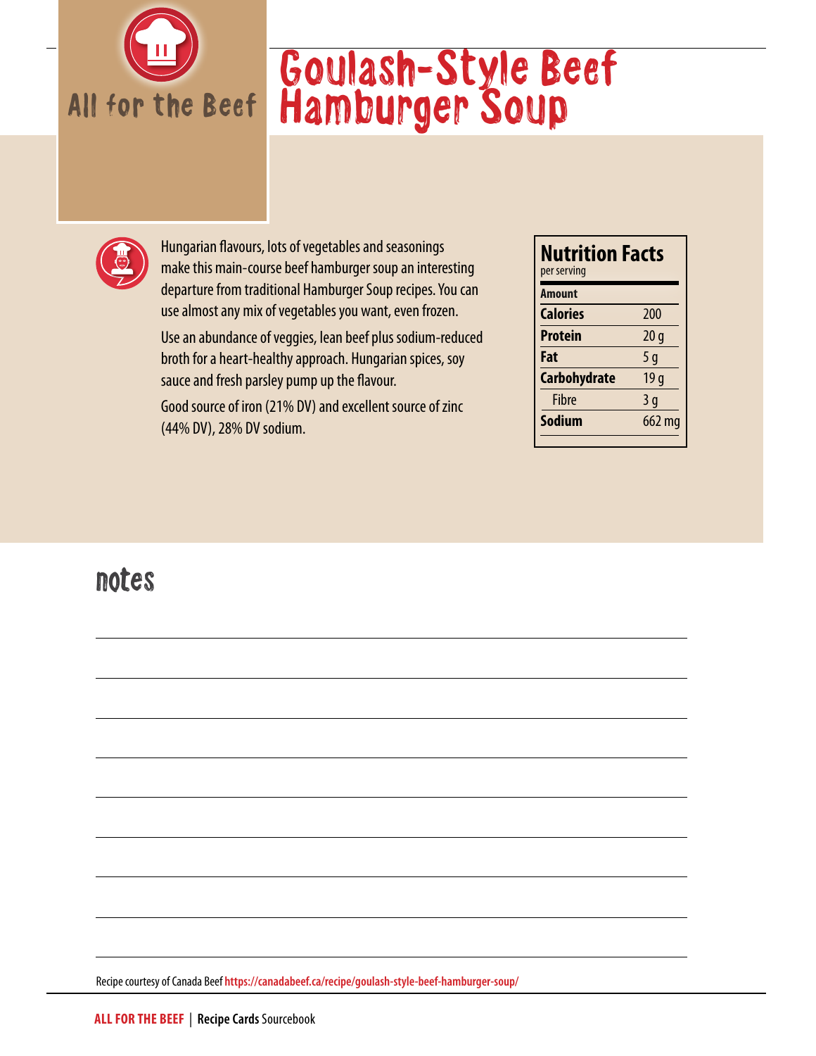All for the Beef

# Goulash-Style Beef Hamburger Soup

Hungarian flavours, lots of vegetables and seasonings make this main-course beef hamburger soup an interesting departure from traditional Hamburger Soup recipes. You can use almost any mix of vegetables you want, even frozen.

Use an abundance of veggies, lean beef plus sodium-reduced broth for a heart-healthy approach. Hungarian spices, soy sauce and fresh parsley pump up the flavour.

Good source of iron (21% DV) and excellent source of zinc (44% DV), 28% DV sodium.

**Nutrition Facts**
per serving

| **Amount** | |
|---|---|
| **Calories** | 200 |
| **Protein** | 20 g |
| **Fat** | 5 g |
| **Carbohydrate** | 19 g |
| Fibre | 3 g |
| **Sodium** | 662 mg |

## notes

Recipe courtesy of Canada Beef https://canadabeef.ca/recipe/goulash-style-beef-hamburger-soup/